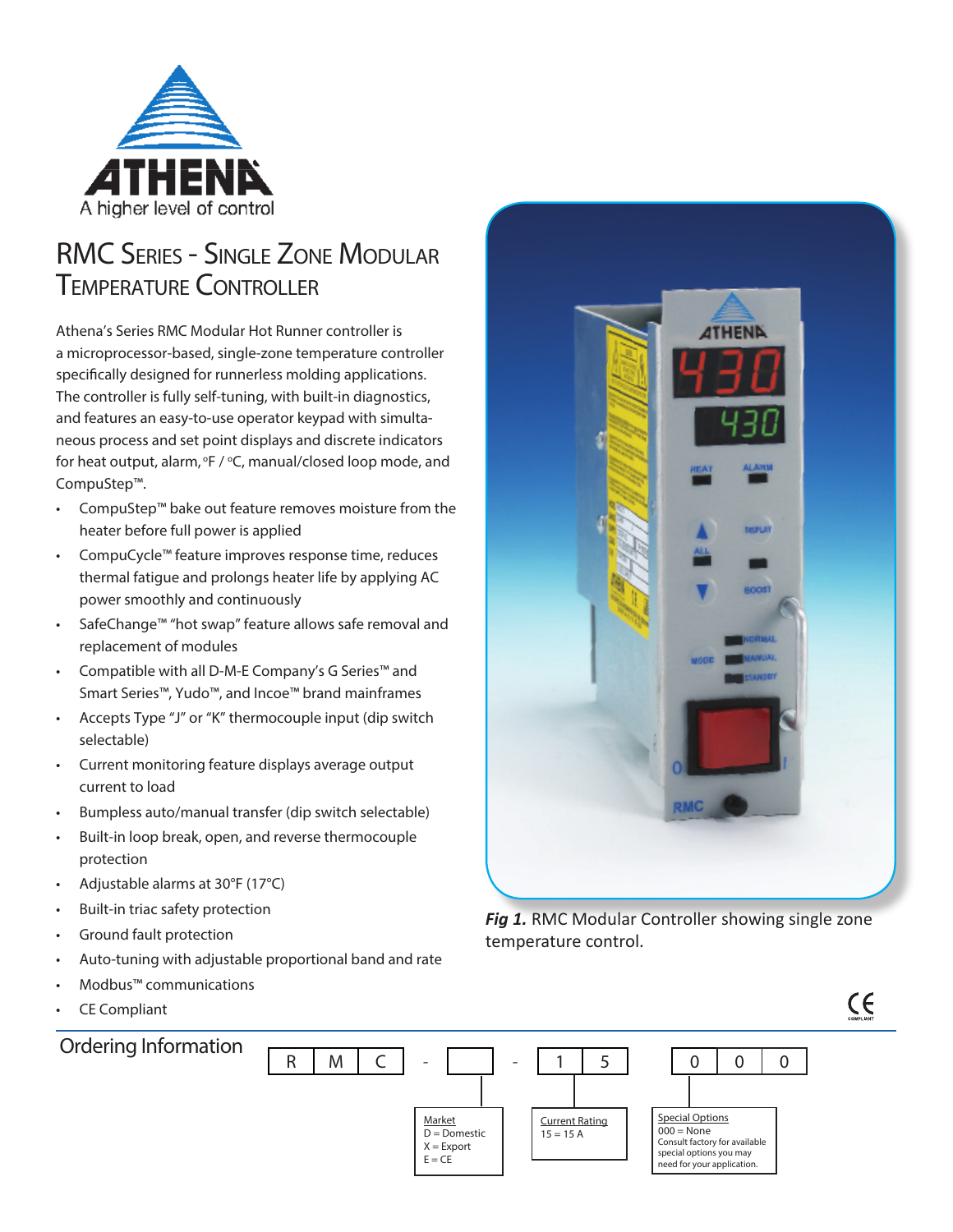A higher level of control

# RMC Series - Single Zone Modular Temperature Controller

Athena's Series RMC Modular Hot Runner controller is a microprocessor-based, single-zone temperature controller specifically designed for runnerless molding applications. The controller is fully self-tuning, with built-in diagnostics, and features an easy-to-use operator keypad with simultaneous process and set point displays and discrete indicators for heat output, alarm, °F / °C, manual/closed loop mode, and CompuStep™.

- CompuStep™ bake out feature removes moisture from the heater before full power is applied
- CompuCycle™ feature improves response time, reduces thermal fatigue and prolongs heater life by applying AC power smoothly and continuously
- SafeChange™ "hot swap" feature allows safe removal and replacement of modules
- Compatible with all D-M-E Company's G Series™ and Smart Series™, Yudo™, and Incoe™ brand mainframes
- Accepts Type "J" or "K" thermocouple input (dip switch selectable)
- Current monitoring feature displays average output current to load
- Bumpless auto/manual transfer (dip switch selectable)
- Built-in loop break, open, and reverse thermocouple protection
- Adjustable alarms at 30°F (17°C)
- Built-in triac safety protection
- Ground fault protection
- Auto-tuning with adjustable proportional band and rate
- Modbus™ communications
- CE Compliant

***Fig 1.*** RMC Modular Controller showing single zone temperature control.

## Ordering Information

| R | M | C | - | | - | 1 | 5 | | 0 | 0 | 0 |
|---|---|---|---|---|---|---|---|---|---|---|---|

**Market**
D = Domestic
X = Export
E = CE

**Current Rating**
15 = 15 A

**Special Options**
000 = None
Consult factory for available special options you may need for your application.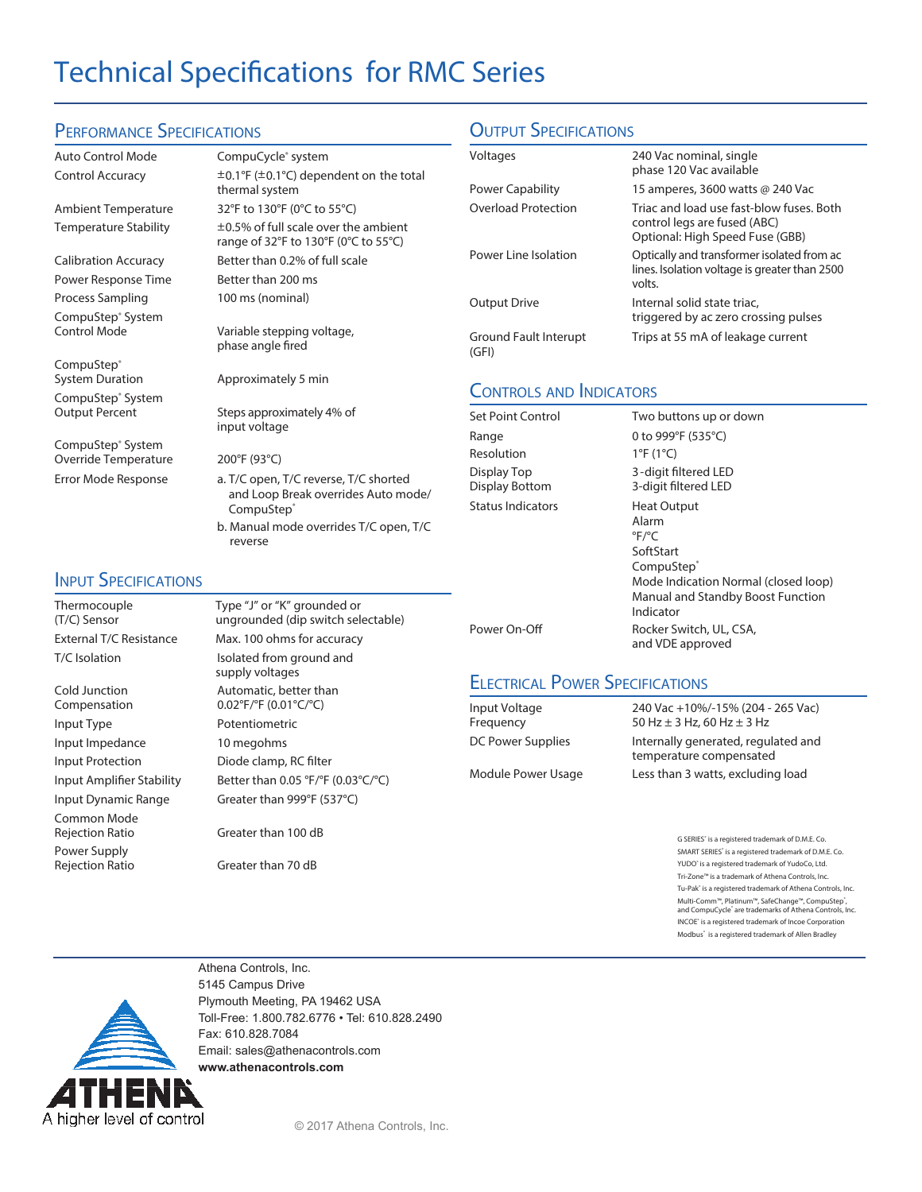# Technical Specifications for RMC Series

## Performance Specifications

| | |
|---|---|
| Auto Control Mode | CompuCycle® system |
| Control Accuracy | ±0.1°F (±0.1°C) dependent on the total thermal system |
| Ambient Temperature | 32°F to 130°F (0°C to 55°C) |
| Temperature Stability | ±0.5% of full scale over the ambient range of 32°F to 130°F (0°C to 55°C) |
| Calibration Accuracy | Better than 0.2% of full scale |
| Power Response Time | Better than 200 ms |
| Process Sampling | 100 ms (nominal) |
| CompuStep® System Control Mode | Variable stepping voltage, phase angle fired |
| CompuStep® System Duration | Approximately 5 min |
| CompuStep® System Output Percent | Steps approximately 4% of input voltage |
| CompuStep® System Override Temperature | 200°F (93°C) |
| Error Mode Response | a. T/C open, T/C reverse, T/C shorted and Loop Break overrides Auto mode/ CompuStep® <br> b. Manual mode overrides T/C open, T/C reverse |

## Input Specifications

| | |
|---|---|
| Thermocouple (T/C) Sensor | Type "J" or "K" grounded or ungrounded (dip switch selectable) |
| External T/C Resistance | Max. 100 ohms for accuracy |
| T/C Isolation | Isolated from ground and supply voltages |
| Cold Junction Compensation | Automatic, better than 0.02°F/°F (0.01°C/°C) |
| Input Type | Potentiometric |
| Input Impedance | 10 megohms |
| Input Protection | Diode clamp, RC filter |
| Input Amplifier Stability | Better than 0.05 °F/°F (0.03°C/°C) |
| Input Dynamic Range | Greater than 999°F (537°C) |
| Common Mode Rejection Ratio | Greater than 100 dB |
| Power Supply Rejection Ratio | Greater than 70 dB |

## Output Specifications

| | |
|---|---|
| Voltages | 240 Vac nominal, single phase 120 Vac available |
| Power Capability | 15 amperes, 3600 watts @ 240 Vac |
| Overload Protection | Triac and load use fast-blow fuses. Both control legs are fused (ABC) <br> Optional: High Speed Fuse (GBB) |
| Power Line Isolation | Optically and transformer isolated from ac lines. Isolation voltage is greater than 2500 volts. |
| Output Drive | Internal solid state triac, triggered by ac zero crossing pulses |
| Ground Fault Interupt (GFI) | Trips at 55 mA of leakage current |

## Controls and Indicators

| | |
|---|---|
| Set Point Control | Two buttons up or down |
| Range | 0 to 999°F (535°C) |
| Resolution | 1°F (1°C) |
| Display Top <br> Display Bottom | 3-digit filtered LED <br> 3-digit filtered LED |
| Status Indicators | Heat Output <br> Alarm <br> °F/°C <br> SoftStart <br> CompuStep® <br> Mode Indication Normal (closed loop) <br> Manual and Standby Boost Function Indicator |
| Power On-Off | Rocker Switch, UL, CSA, and VDE approved |

## Electrical Power Specifications

| | |
|---|---|
| Input Voltage <br> Frequency | 240 Vac +10%/-15% (204 - 265 Vac) <br> 50 Hz ± 3 Hz, 60 Hz ± 3 Hz |
| DC Power Supplies | Internally generated, regulated and temperature compensated |
| Module Power Usage | Less than 3 watts, excluding load |

G SERIES® is a registered trademark of D.M.E. Co.
SMART SERIES® is a registered trademark of D.M.E. Co.
YUDO® is a registered trademark of YudoCo, Ltd.
Tri-Zone™ is a trademark of Athena Controls, Inc.
Tu-Pak® is a registered trademark of Athena Controls, Inc.
Multi-Comm™, Platinum™, SafeChange™, CompuStep®, and CompuCycle® are trademarks of Athena Controls, Inc.
INCOE® is a registered trademark of Incoe Corporation
Modbus® is a registered trademark of Allen Bradley

Athena Controls, Inc.
5145 Campus Drive
Plymouth Meeting, PA 19462 USA
Toll-Free: 1.800.782.6776 • Tel: 610.828.2490
Fax: 610.828.7084
Email: sales@athenacontrols.com
**www.athenacontrols.com**

ATHENA
A higher level of control

© 2017 Athena Controls, Inc.